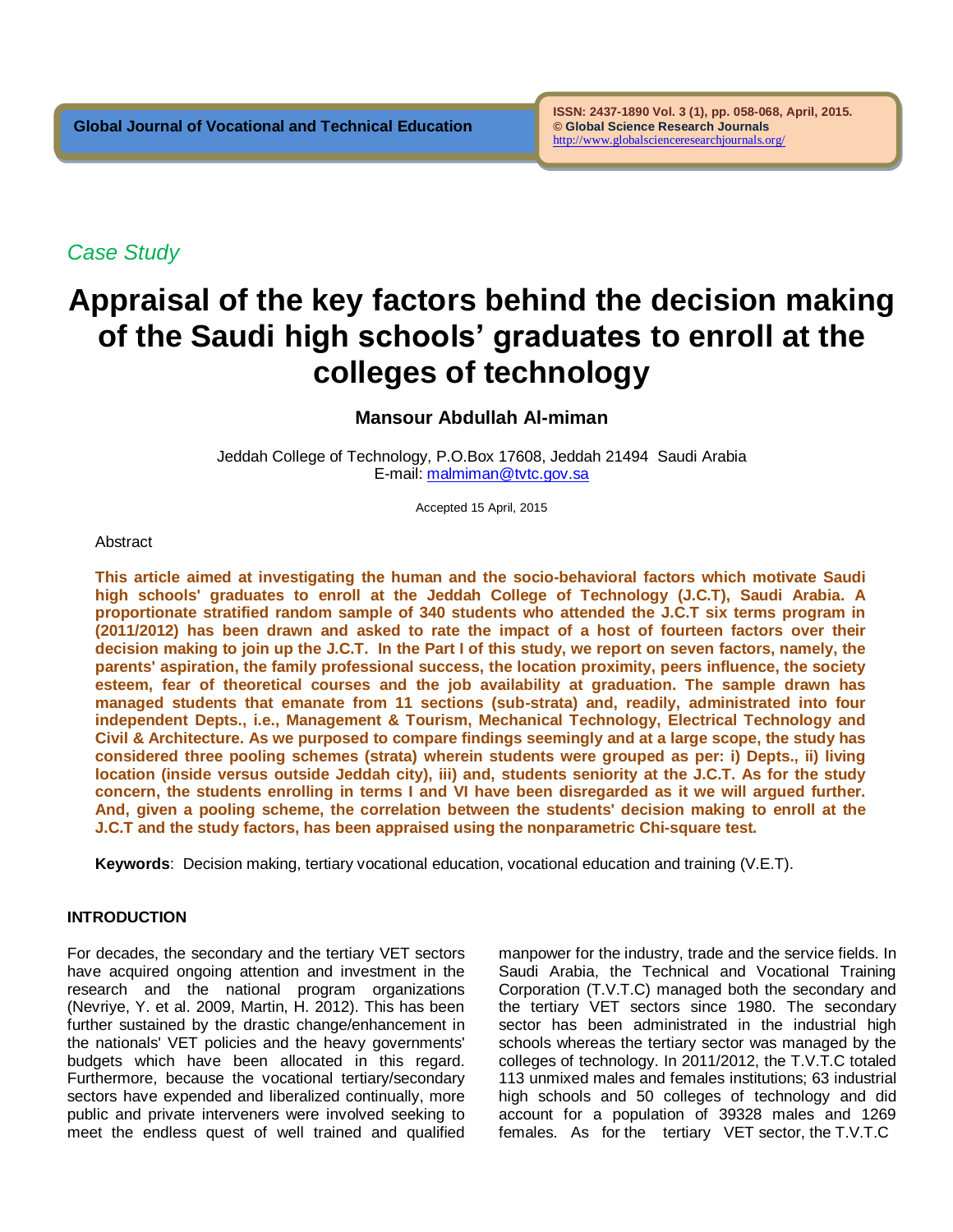*Case Study*

# Appraisal of the key factors behind the decision making of the Saudi high schools' graduates to enroll at the colleges of technology

**Mansour Abdullah Al-miman**

Jeddah College of Technology, P.O.Box 17608, Jeddah 21494 Saudi Arabia
E-mail: malmiman@tvtc.gov.sa

Accepted 15 April, 2015

Abstract

**This article aimed at investigating the human and the socio-behavioral factors which motivate Saudi high schools' graduates to enroll at the Jeddah College of Technology (J.C.T), Saudi Arabia. A proportionate stratified random sample of 340 students who attended the J.C.T six terms program in (2011/2012) has been drawn and asked to rate the impact of a host of fourteen factors over their decision making to join up the J.C.T. In the Part I of this study, we report on seven factors, namely, the parents' aspiration, the family professional success, the location proximity, peers influence, the society esteem, fear of theoretical courses and the job availability at graduation. The sample drawn has managed students that emanate from 11 sections (sub-strata) and, readily, administrated into four independent Depts., i.e., Management & Tourism, Mechanical Technology, Electrical Technology and Civil & Architecture. As we purposed to compare findings seemingly and at a large scope, the study has considered three pooling schemes (strata) wherein students were grouped as per: i) Depts., ii) living location (inside versus outside Jeddah city), iii) and, students seniority at the J.C.T. As for the study concern, the students enrolling in terms I and VI have been disregarded as it we will argued further. And, given a pooling scheme, the correlation between the students' decision making to enroll at the J.C.T and the study factors, has been appraised using the nonparametric Chi-square test.**

**Keywords**: Decision making, tertiary vocational education, vocational education and training (V.E.T).

## INTRODUCTION

For decades, the secondary and the tertiary VET sectors have acquired ongoing attention and investment in the research and the national program organizations (Nevriye, Y. et al. 2009, Martin, H. 2012). This has been further sustained by the drastic change/enhancement in the nationals' VET policies and the heavy governments' budgets which have been allocated in this regard. Furthermore, because the vocational tertiary/secondary sectors have expended and liberalized continually, more public and private interveners were involved seeking to meet the endless quest of well trained and qualified manpower for the industry, trade and the service fields. In Saudi Arabia, the Technical and Vocational Training Corporation (T.V.T.C) managed both the secondary and the tertiary VET sectors since 1980. The secondary sector has been administrated in the industrial high schools whereas the tertiary sector was managed by the colleges of technology. In 2011/2012, the T.V.T.C totaled 113 unmixed males and females institutions; 63 industrial high schools and 50 colleges of technology and did account for a population of 39328 males and 1269 females. As for the tertiary VET sector, the T.V.T.C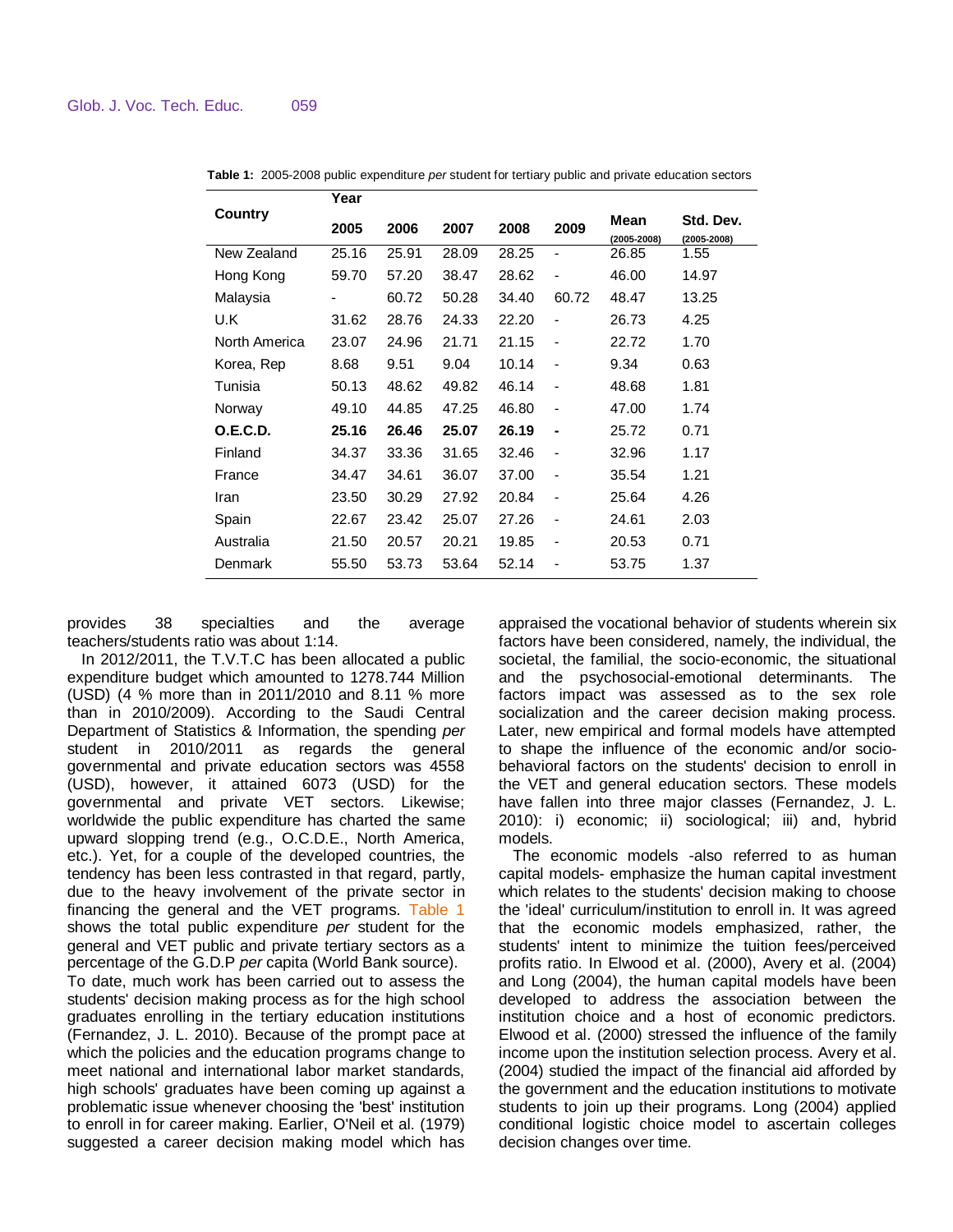**Table 1:** 2005-2008 public expenditure *per* student for tertiary public and private education sectors

| Country | Year | | | | | | |
|---|---|---|---|---|---|---|---|
| | 2005 | 2006 | 2007 | 2008 | 2009 | Mean (2005-2008) | Std. Dev. (2005-2008) |
| New Zealand | 25.16 | 25.91 | 28.09 | 28.25 | - | 26.85 | 1.55 |
| Hong Kong | 59.70 | 57.20 | 38.47 | 28.62 | - | 46.00 | 14.97 |
| Malaysia | - | 60.72 | 50.28 | 34.40 | 60.72 | 48.47 | 13.25 |
| U.K | 31.62 | 28.76 | 24.33 | 22.20 | - | 26.73 | 4.25 |
| North America | 23.07 | 24.96 | 21.71 | 21.15 | - | 22.72 | 1.70 |
| Korea, Rep | 8.68 | 9.51 | 9.04 | 10.14 | - | 9.34 | 0.63 |
| Tunisia | 50.13 | 48.62 | 49.82 | 46.14 | - | 48.68 | 1.81 |
| Norway | 49.10 | 44.85 | 47.25 | 46.80 | - | 47.00 | 1.74 |
| **O.E.C.D.** | **25.16** | **26.46** | **25.07** | **26.19** | **-** | 25.72 | 0.71 |
| Finland | 34.37 | 33.36 | 31.65 | 32.46 | - | 32.96 | 1.17 |
| France | 34.47 | 34.61 | 36.07 | 37.00 | - | 35.54 | 1.21 |
| Iran | 23.50 | 30.29 | 27.92 | 20.84 | - | 25.64 | 4.26 |
| Spain | 22.67 | 23.42 | 25.07 | 27.26 | - | 24.61 | 2.03 |
| Australia | 21.50 | 20.57 | 20.21 | 19.85 | - | 20.53 | 0.71 |
| Denmark | 55.50 | 53.73 | 53.64 | 52.14 | - | 53.75 | 1.37 |

provides 38 specialties and the average teachers/students ratio was about 1:14.

In 2012/2011, the T.V.T.C has been allocated a public expenditure budget which amounted to 1278.744 Million (USD) (4 % more than in 2011/2010 and 8.11 % more than in 2010/2009). According to the Saudi Central Department of Statistics & Information, the spending *per* student in 2010/2011 as regards the general governmental and private education sectors was 4558 (USD), however, it attained 6073 (USD) for the governmental and private VET sectors. Likewise; worldwide the public expenditure has charted the same upward slopping trend (e.g., O.C.D.E., North America, etc.). Yet, for a couple of the developed countries, the tendency has been less contrasted in that regard, partly, due to the heavy involvement of the private sector in financing the general and the VET programs. Table 1 shows the total public expenditure *per* student for the general and VET public and private tertiary sectors as a percentage of the G.D.P *per* capita (World Bank source).

To date, much work has been carried out to assess the students' decision making process as for the high school graduates enrolling in the tertiary education institutions (Fernandez, J. L. 2010). Because of the prompt pace at which the policies and the education programs change to meet national and international labor market standards, high schools' graduates have been coming up against a problematic issue whenever choosing the 'best' institution to enroll in for career making. Earlier, O'Neil et al. (1979) suggested a career decision making model which has appraised the vocational behavior of students wherein six factors have been considered, namely, the individual, the societal, the familial, the socio-economic, the situational and the psychosocial-emotional determinants. The factors impact was assessed as to the sex role socialization and the career decision making process. Later, new empirical and formal models have attempted to shape the influence of the economic and/or socio-behavioral factors on the students' decision to enroll in the VET and general education sectors. These models have fallen into three major classes (Fernandez, J. L. 2010): i) economic; ii) sociological; iii) and, hybrid models.

The economic models -also referred to as human capital models- emphasize the human capital investment which relates to the students' decision making to choose the 'ideal' curriculum/institution to enroll in. It was agreed that the economic models emphasized, rather, the students' intent to minimize the tuition fees/perceived profits ratio. In Elwood et al. (2000), Avery et al. (2004) and Long (2004), the human capital models have been developed to address the association between the institution choice and a host of economic predictors. Elwood et al. (2000) stressed the influence of the family income upon the institution selection process. Avery et al. (2004) studied the impact of the financial aid afforded by the government and the education institutions to motivate students to join up their programs. Long (2004) applied conditional logistic choice model to ascertain colleges decision changes over time.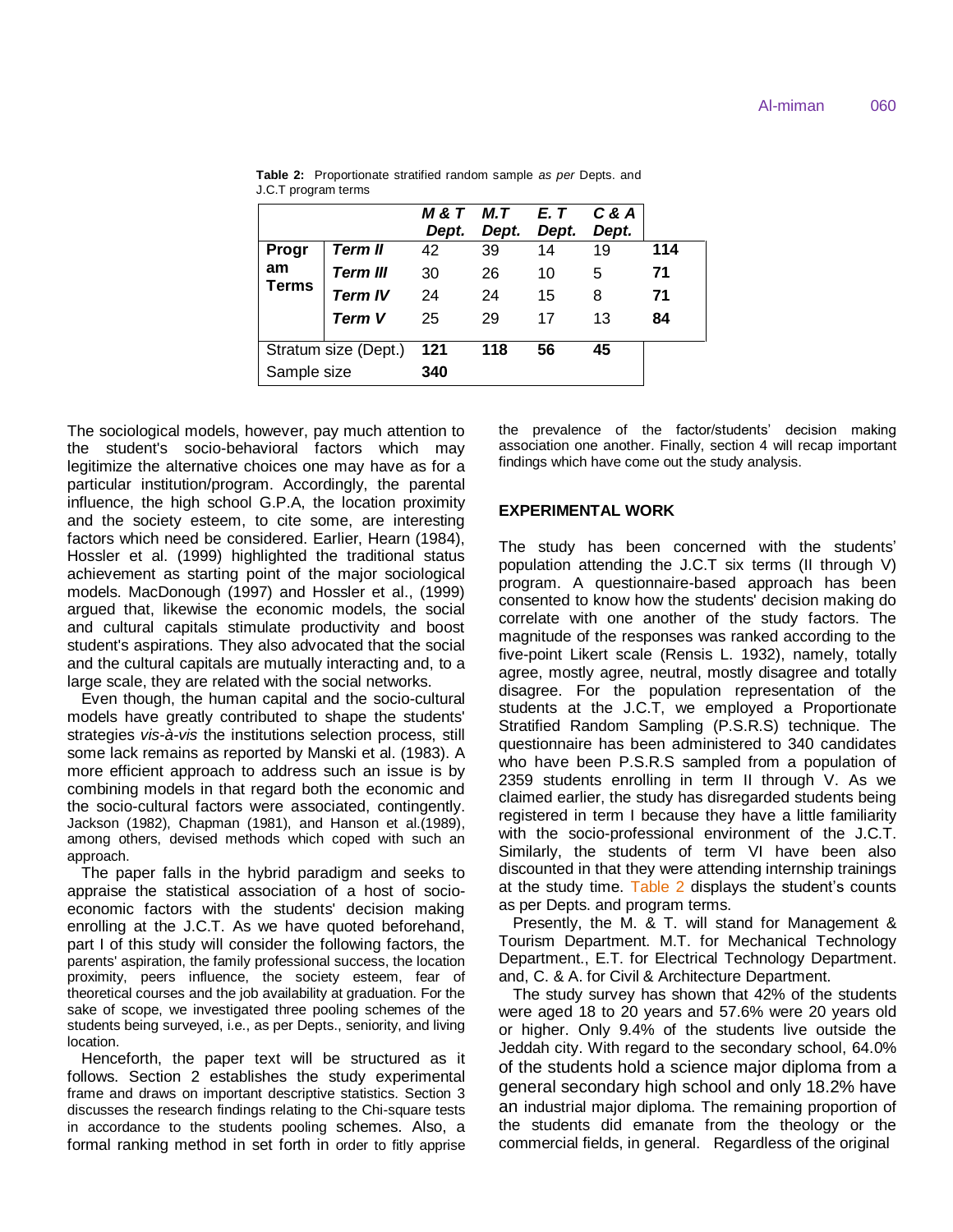**Table 2:** Proportionate stratified random sample *as per* Depts. and J.C.T program terms

| | | *M & T Dept.* | *M.T Dept.* | *E. T Dept.* | *C & A Dept.* | |
|---|---|---|---|---|---|---|
| **Program Terms** | ***Term II*** | 42 | 39 | 14 | 19 | **114** |
| | ***Term III*** | 30 | 26 | 10 | 5 | **71** |
| | ***Term IV*** | 24 | 24 | 15 | 8 | **71** |
| | ***Term V*** | 25 | 29 | 17 | 13 | **84** |
| Stratum size (Dept.) | | **121** | **118** | **56** | **45** | |
| Sample size | | **340** | | | | |

The sociological models, however, pay much attention to the student's socio-behavioral factors which may legitimize the alternative choices one may have as for a particular institution/program. Accordingly, the parental influence, the high school G.P.A, the location proximity and the society esteem, to cite some, are interesting factors which need be considered. Earlier, Hearn (1984), Hossler et al. (1999) highlighted the traditional status achievement as starting point of the major sociological models. MacDonough (1997) and Hossler et al., (1999) argued that, likewise the economic models, the social and cultural capitals stimulate productivity and boost student's aspirations. They also advocated that the social and the cultural capitals are mutually interacting and, to a large scale, they are related with the social networks.

Even though, the human capital and the socio-cultural models have greatly contributed to shape the students' strategies *vis-à-vis* the institutions selection process, still some lack remains as reported by Manski et al. (1983). A more efficient approach to address such an issue is by combining models in that regard both the economic and the socio-cultural factors were associated, contingently. Jackson (1982), Chapman (1981), and Hanson et al.(1989), among others, devised methods which coped with such an approach.

The paper falls in the hybrid paradigm and seeks to appraise the statistical association of a host of socio-economic factors with the students' decision making enrolling at the J.C.T. As we have quoted beforehand, part I of this study will consider the following factors, the parents' aspiration, the family professional success, the location proximity, peers influence, the society esteem, fear of theoretical courses and the job availability at graduation. For the sake of scope, we investigated three pooling schemes of the students being surveyed, i.e., as per Depts., seniority, and living location.

Henceforth, the paper text will be structured as it follows. Section 2 establishes the study experimental frame and draws on important descriptive statistics. Section 3 discusses the research findings relating to the Chi-square tests in accordance to the students pooling schemes. Also, a formal ranking method in set forth in order to fitly apprise the prevalence of the factor/students' decision making association one another. Finally, section 4 will recap important findings which have come out the study analysis.

## EXPERIMENTAL WORK

The study has been concerned with the students' population attending the J.C.T six terms (II through V) program. A questionnaire-based approach has been consented to know how the students' decision making do correlate with one another of the study factors. The magnitude of the responses was ranked according to the five-point Likert scale (Rensis L. 1932), namely, totally agree, mostly agree, neutral, mostly disagree and totally disagree. For the population representation of the students at the J.C.T, we employed a Proportionate Stratified Random Sampling (P.S.R.S) technique. The questionnaire has been administered to 340 candidates who have been P.S.R.S sampled from a population of 2359 students enrolling in term II through V. As we claimed earlier, the study has disregarded students being registered in term I because they have a little familiarity with the socio-professional environment of the J.C.T. Similarly, the students of term VI have been also discounted in that they were attending internship trainings at the study time. Table 2 displays the student's counts as per Depts. and program terms.

Presently, the M. & T. will stand for Management & Tourism Department. M.T. for Mechanical Technology Department., E.T. for Electrical Technology Department. and, C. & A. for Civil & Architecture Department.

The study survey has shown that 42% of the students were aged 18 to 20 years and 57.6% were 20 years old or higher. Only 9.4% of the students live outside the Jeddah city. With regard to the secondary school, 64.0% of the students hold a science major diploma from a general secondary high school and only 18.2% have an industrial major diploma. The remaining proportion of the students did emanate from the theology or the commercial fields, in general. Regardless of the original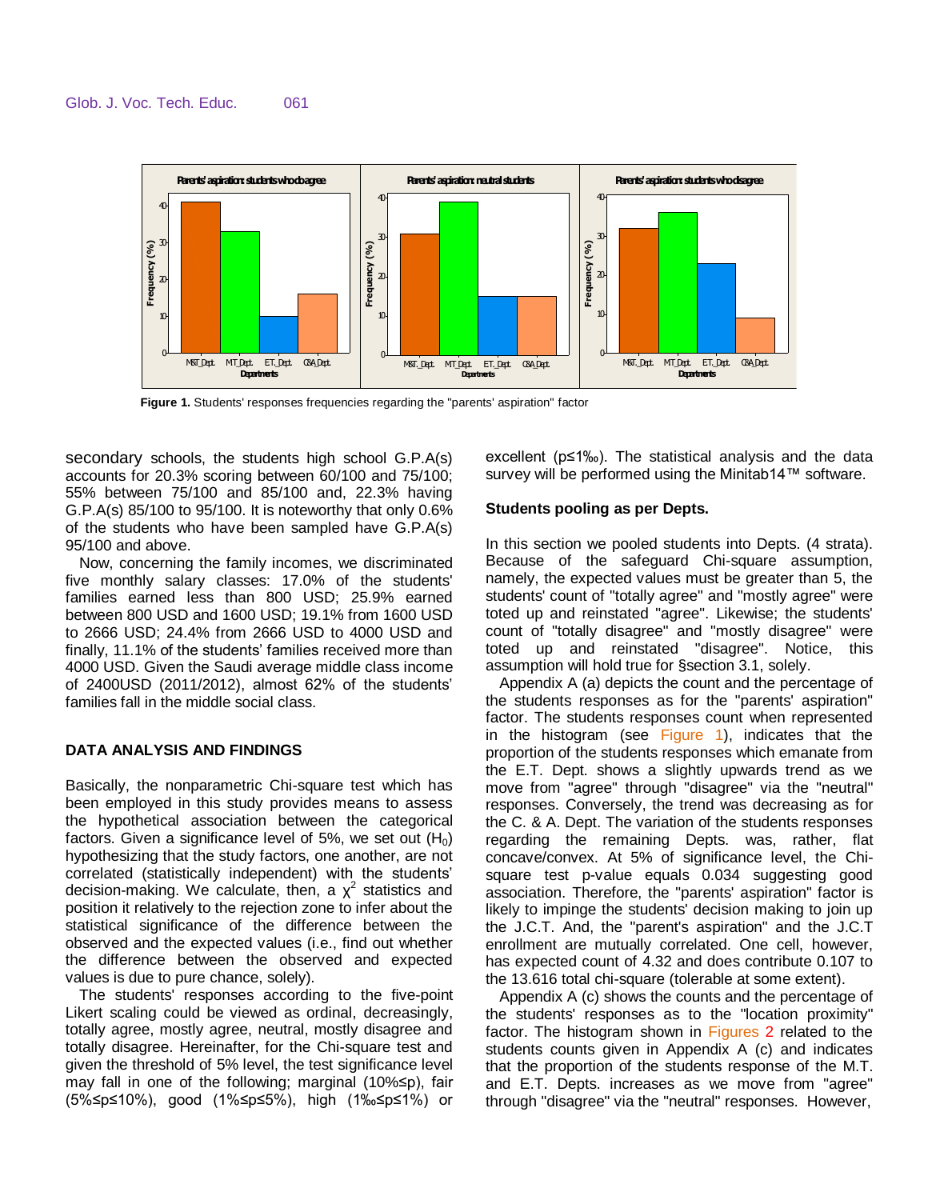**Figure 1.** Students' responses frequencies regarding the "parents' aspiration" factor

secondary schools, the students high school G.P.A(s) accounts for 20.3% scoring between 60/100 and 75/100; 55% between 75/100 and 85/100 and, 22.3% having G.P.A(s) 85/100 to 95/100. It is noteworthy that only 0.6% of the students who have been sampled have G.P.A(s) 95/100 and above.

Now, concerning the family incomes, we discriminated five monthly salary classes: 17.0% of the students' families earned less than 800 USD; 25.9% earned between 800 USD and 1600 USD; 19.1% from 1600 USD to 2666 USD; 24.4% from 2666 USD to 4000 USD and finally, 11.1% of the students' families received more than 4000 USD. Given the Saudi average middle class income of 2400USD (2011/2012), almost 62% of the students' families fall in the middle social class.

## DATA ANALYSIS AND FINDINGS

Basically, the nonparametric Chi-square test which has been employed in this study provides means to assess the hypothetical association between the categorical factors. Given a significance level of 5%, we set out ($H_0$) hypothesizing that the study factors, one another, are not correlated (statistically independent) with the students' decision-making. We calculate, then, a $\chi^2$ statistics and position it relatively to the rejection zone to infer about the statistical significance of the difference between the observed and the expected values (i.e., find out whether the difference between the observed and expected values is due to pure chance, solely).

The students' responses according to the five-point Likert scaling could be viewed as ordinal, decreasingly, totally agree, mostly agree, neutral, mostly disagree and totally disagree. Hereinafter, for the Chi-square test and given the threshold of 5% level, the test significance level may fall in one of the following; marginal ($10\% \leq p$), fair ($5\% \leq p \leq 10\%$), good ($1\% \leq p \leq 5\%$), high ($1‰ \leq p \leq 1\%$) or excellent ($p \leq 1‰$). The statistical analysis and the data survey will be performed using the Minitab14™ software.

### Students pooling as per Depts.

In this section we pooled students into Depts. (4 strata). Because of the safeguard Chi-square assumption, namely, the expected values must be greater than 5, the students' count of "totally agree" and "mostly agree" were toted up and reinstated "agree". Likewise; the students' count of "totally disagree" and "mostly disagree" were toted up and reinstated "disagree". Notice, this assumption will hold true for §section 3.1, solely.

Appendix A (a) depicts the count and the percentage of the students responses as for the "parents' aspiration" factor. The students responses count when represented in the histogram (see Figure 1), indicates that the proportion of the students responses which emanate from the E.T. Dept. shows a slightly upwards trend as we move from "agree" through "disagree" via the "neutral" responses. Conversely, the trend was decreasing as for the C. & A. Dept. The variation of the students responses regarding the remaining Depts. was, rather, flat concave/convex. At 5% of significance level, the Chi-square test p-value equals 0.034 suggesting good association. Therefore, the "parents' aspiration" factor is likely to impinge the students' decision making to join up the J.C.T. And, the "parent's aspiration" and the J.C.T enrollment are mutually correlated. One cell, however, has expected count of 4.32 and does contribute 0.107 to the 13.616 total chi-square (tolerable at some extent).

Appendix A (c) shows the counts and the percentage of the students' responses as to the "location proximity" factor. The histogram shown in Figures 2 related to the students counts given in Appendix A (c) and indicates that the proportion of the students response of the M.T. and E.T. Depts. increases as we move from "agree" through "disagree" via the "neutral" responses. However,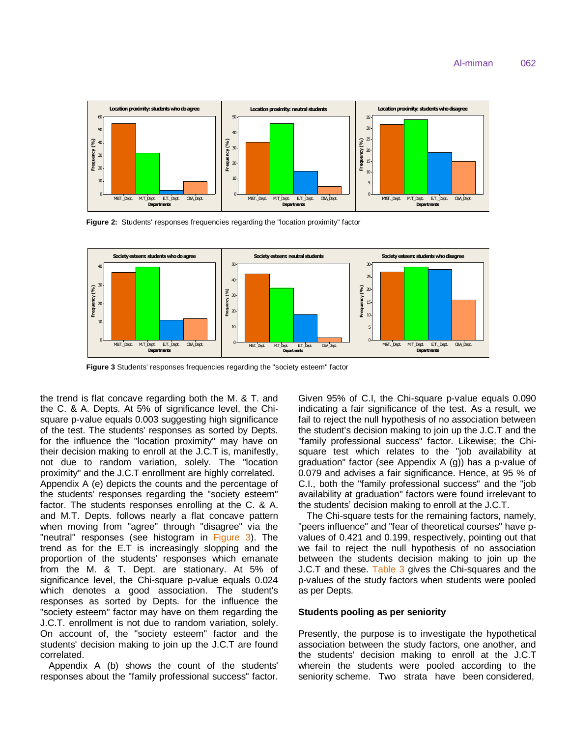**Figure 2:** Students' responses frequencies regarding the "location proximity" factor

**Figure 3** Students' responses frequencies regarding the "society esteem" factor

the trend is flat concave regarding both the M. & T. and the C. & A. Depts. At 5% of significance level, the Chi-square p-value equals 0.003 suggesting high significance of the test. The students' responses as sorted by Depts. for the influence the "location proximity" may have on their decision making to enroll at the J.C.T is, manifestly, not due to random variation, solely. The "location proximity" and the J.C.T enrollment are highly correlated. Appendix A (e) depicts the counts and the percentage of the students' responses regarding the "society esteem" factor. The students responses enrolling at the C. & A. and M.T. Depts. follows nearly a flat concave pattern when moving from "agree" through "disagree" via the "neutral" responses (see histogram in Figure 3). The trend as for the E.T is increasingly slopping and the proportion of the students' responses which emanate from the M. & T. Dept. are stationary. At 5% of significance level, the Chi-square p-value equals 0.024 which denotes a good association. The student's responses as sorted by Depts. for the influence the "society esteem" factor may have on them regarding the J.C.T. enrollment is not due to random variation, solely. On account of, the "society esteem" factor and the students' decision making to join up the J.C.T are found correlated.

Appendix A (b) shows the count of the students' responses about the "family professional success" factor. Given 95% of C.I, the Chi-square p-value equals 0.090 indicating a fair significance of the test. As a result, we fail to reject the null hypothesis of no association between the student's decision making to join up the J.C.T and the "family professional success" factor. Likewise; the Chi-square test which relates to the "job availability at graduation" factor (see Appendix A (g)) has a p-value of 0.079 and advises a fair significance. Hence, at 95 % of C.I., both the "family professional success" and the "job availability at graduation" factors were found irrelevant to the students' decision making to enroll at the J.C.T.

The Chi-square tests for the remaining factors, namely, "peers influence" and "fear of theoretical courses" have p-values of 0.421 and 0.199, respectively, pointing out that we fail to reject the null hypothesis of no association between the students decision making to join up the J.C.T and these. Table 3 gives the Chi-squares and the p-values of the study factors when students were pooled as per Depts.

### Students pooling as per seniority

Presently, the purpose is to investigate the hypothetical association between the study factors, one another, and the students' decision making to enroll at the J.C.T wherein the students were pooled according to the seniority scheme. Two strata have been considered,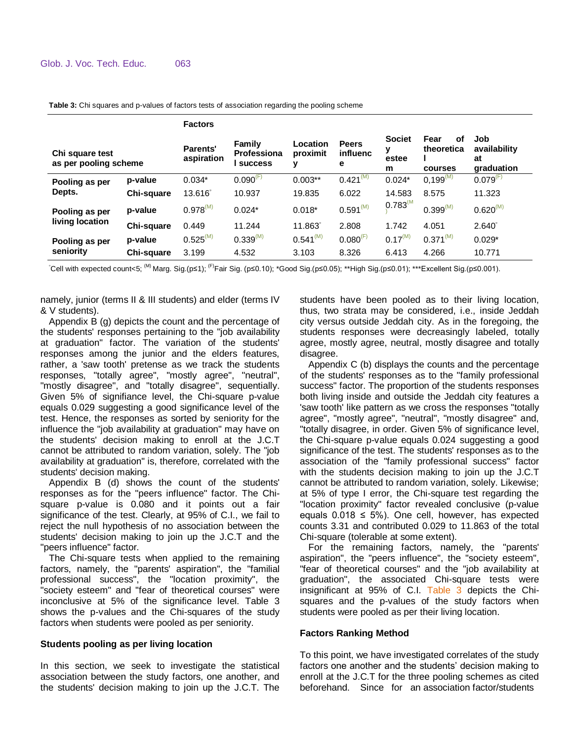**Table 3:** Chi squares and p-values of factors tests of association regarding the pooling scheme

| Chi square test as per pooling scheme | | Factors | | | | | | |
|---|---|---|---|---|---|---|---|---|
| | | **Parents' aspiration** | **Family Professional success** | **Location proximity** | **Peers influence** | **Society esteem** | **Fear of theoretical courses** | **Job availability at graduation** |
| **Pooling as per Depts.** | **p-value** | 0.034* | 0.090$^{(F)}$ | 0.003** | 0.421$^{(M)}$ | 0.024* | 0,199$^{(M)}$ | 0.079$^{(F)}$ |
| | **Chi-square** | 13.616$^{\circ}$ | 10.937 | 19.835 | 6.022 | 14.583 | 8.575 | 11.323 |
| **Pooling as per living location** | **p-value** | 0.978$^{(M)}$ | 0.024* | 0.018* | 0.591$^{(M)}$ | 0.783$^{(M)}$ | 0.399$^{(M)}$ | 0.620$^{(M)}$ |
| | **Chi-square** | 0.449 | 11.244 | 11.863$^{\circ}$ | 2.808 | 1.742 | 4.051 | 2.640$^{\circ}$ |
| **Pooling as per seniority** | **p-value** | 0.525$^{(M)}$ | 0.339$^{(M)}$ | 0.541$^{(M)}$ | 0.080$^{(F)}$ | 0.17$^{(M)}$ | 0.371$^{(M)}$ | 0.029* |
| | **Chi-square** | 3.199 | 4.532 | 3.103 | 8.326 | 6.413 | 4.266 | 10.771 |

$^{\circ}$Cell with expected count<5; $^{(M)}$ Marg. Sig.(p≤1); $^{(F)}$Fair Sig. (p≤0.10); *Good Sig.(p≤0.05); **High Sig.(p≤0.01); ***Excellent Sig.(p≤0.001).

namely, junior (terms II & III students) and elder (terms IV & V students).

Appendix B (g) depicts the count and the percentage of the students' responses pertaining to the "job availability at graduation" factor. The variation of the students' responses among the junior and the elders features, rather, a 'saw tooth' pretense as we track the students responses, "totally agree", "mostly agree", "neutral", "mostly disagree", and "totally disagree", sequentially. Given 5% of signifiance level, the Chi-square p-value equals 0.029 suggesting a good significance level of the test. Hence, the responses as sorted by seniority for the influence the "job availability at graduation" may have on the students' decision making to enroll at the J.C.T cannot be attributed to random variation, solely. The "job availability at graduation" is, therefore, correlated with the students' decision making.

Appendix B (d) shows the count of the students' responses as for the "peers influence" factor. The Chi-square p-value is 0.080 and it points out a fair significance of the test. Clearly, at 95% of C.I., we fail to reject the null hypothesis of no association between the students' decision making to join up the J.C.T and the "peers influence" factor.

The Chi-square tests when applied to the remaining factors, namely, the "parents' aspiration", the "familial professional success", the "location proximity", the "society esteem" and "fear of theoretical courses" were inconclusive at 5% of the significance level. Table 3 shows the p-values and the Chi-squares of the study factors when students were pooled as per seniority.

### Students pooling as per living location

In this section, we seek to investigate the statistical association between the study factors, one another, and the students' decision making to join up the J.C.T. The students have been pooled as to their living location, thus, two strata may be considered, i.e., inside Jeddah city versus outside Jeddah city. As in the foregoing, the students responses were decreasingly labeled, totally agree, mostly agree, neutral, mostly disagree and totally disagree.

Appendix C (b) displays the counts and the percentage of the students' responses as to the "family professional success" factor. The proportion of the students responses both living inside and outside the Jeddah city features a 'saw tooth' like pattern as we cross the responses "totally agree", "mostly agree", "neutral", "mostly disagree" and, "totally disagree, in order. Given 5% of significance level, the Chi-square p-value equals 0.024 suggesting a good significance of the test. The students' responses as to the association of the "family professional success" factor with the students decision making to join up the J.C.T cannot be attributed to random variation, solely. Likewise; at 5% of type I error, the Chi-square test regarding the "location proximity" factor revealed conclusive (p-value equals 0.018 ≤ 5%). One cell, however, has expected counts 3.31 and contributed 0.029 to 11.863 of the total Chi-square (tolerable at some extent).

For the remaining factors, namely, the "parents' aspiration", the "peers influence", the "society esteem", "fear of theoretical courses" and the "job availability at graduation", the associated Chi-square tests were insignificant at 95% of C.I. Table 3 depicts the Chi-squares and the p-values of the study factors when students were pooled as per their living location.

### Factors Ranking Method

To this point, we have investigated correlates of the study factors one another and the students' decision making to enroll at the J.C.T for the three pooling schemes as cited beforehand. Since for an association factor/students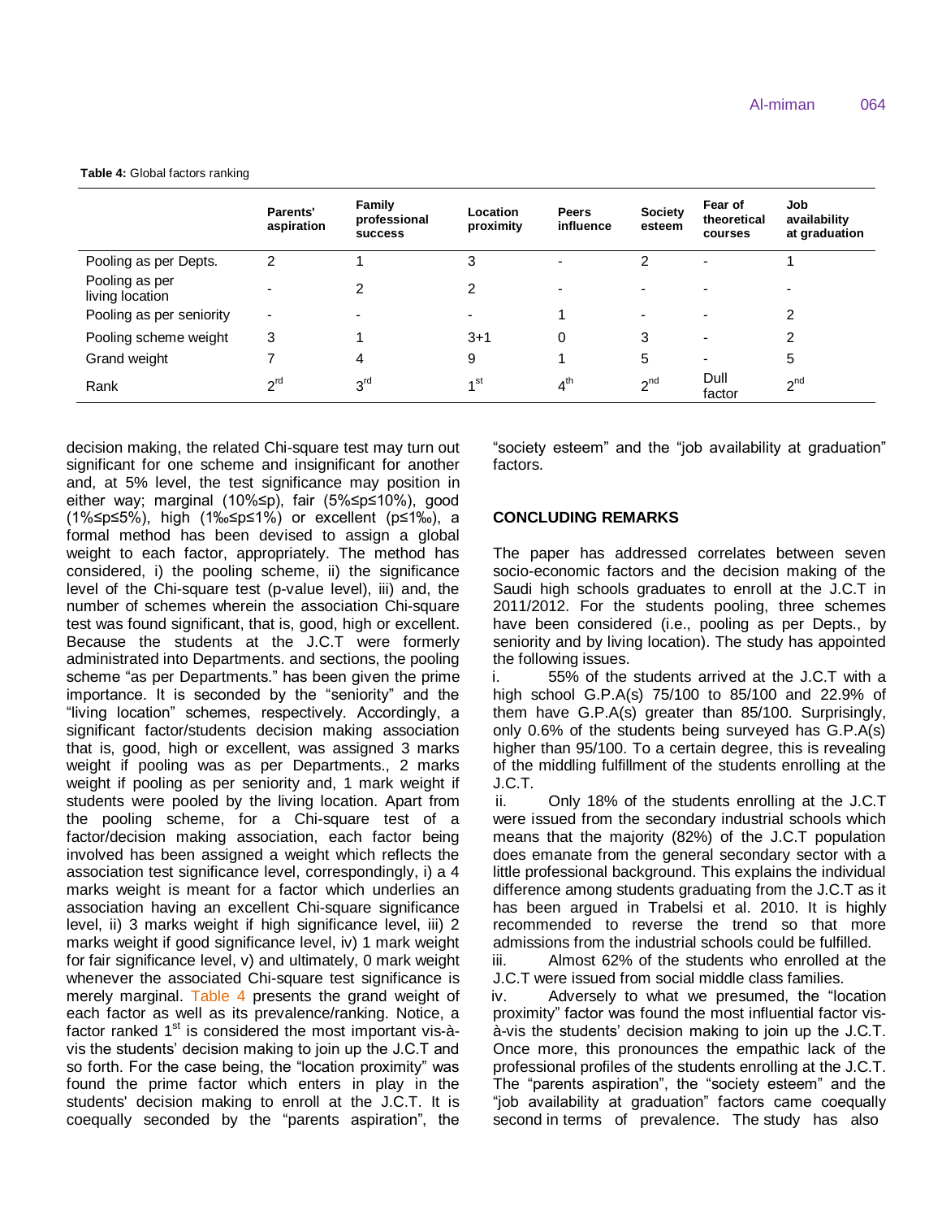**Table 4:** Global factors ranking

| | Parents' aspiration | Family professional success | Location proximity | Peers influence | Society esteem | Fear of theoretical courses | Job availability at graduation |
|---|---|---|---|---|---|---|---|
| Pooling as per Depts. | 2 | 1 | 3 | - | 2 | - | 1 |
| Pooling as per living location | - | 2 | 2 | - | - | - | - |
| Pooling as per seniority | - | - | - | 1 | - | - | 2 |
| Pooling scheme weight | 3 | 1 | 3+1 | 0 | 3 | - | 2 |
| Grand weight | 7 | 4 | 9 | 1 | 5 | - | 5 |
| Rank | 2rd | 3rd | 1st | 4th | 2nd | Dull factor | 2nd |

decision making, the related Chi-square test may turn out significant for one scheme and insignificant for another and, at 5% level, the test significance may position in either way; marginal (10%≤p), fair (5%≤p≤10%), good (1%≤p≤5%), high (1‰≤p≤1%) or excellent (p≤1‰), a formal method has been devised to assign a global weight to each factor, appropriately. The method has considered, i) the pooling scheme, ii) the significance level of the Chi-square test (p-value level), iii) and, the number of schemes wherein the association Chi-square test was found significant, that is, good, high or excellent. Because the students at the J.C.T were formerly administrated into Departments. and sections, the pooling scheme "as per Departments." has been given the prime importance. It is seconded by the "seniority" and the "living location" schemes, respectively. Accordingly, a significant factor/students decision making association that is, good, high or excellent, was assigned 3 marks weight if pooling was as per Departments., 2 marks weight if pooling as per seniority and, 1 mark weight if students were pooled by the living location. Apart from the pooling scheme, for a Chi-square test of a factor/decision making association, each factor being involved has been assigned a weight which reflects the association test significance level, correspondingly, i) a 4 marks weight is meant for a factor which underlies an association having an excellent Chi-square significance level, ii) 3 marks weight if high significance level, iii) 2 marks weight if good significance level, iv) 1 mark weight for fair significance level, v) and ultimately, 0 mark weight whenever the associated Chi-square test significance is merely marginal. Table 4 presents the grand weight of each factor as well as its prevalence/ranking. Notice, a factor ranked 1st is considered the most important vis-à-vis the students' decision making to join up the J.C.T and so forth. For the case being, the "location proximity" was found the prime factor which enters in play in the students' decision making to enroll at the J.C.T. It is coequally seconded by the "parents aspiration", the "society esteem" and the "job availability at graduation" factors.

## CONCLUDING REMARKS

The paper has addressed correlates between seven socio-economic factors and the decision making of the Saudi high schools graduates to enroll at the J.C.T in 2011/2012. For the students pooling, three schemes have been considered (i.e., pooling as per Depts., by seniority and by living location). The study has appointed the following issues.

i. 55% of the students arrived at the J.C.T with a high school G.P.A(s) 75/100 to 85/100 and 22.9% of them have G.P.A(s) greater than 85/100. Surprisingly, only 0.6% of the students being surveyed has G.P.A(s) higher than 95/100. To a certain degree, this is revealing of the middling fulfillment of the students enrolling at the J.C.T.

ii. Only 18% of the students enrolling at the J.C.T were issued from the secondary industrial schools which means that the majority (82%) of the J.C.T population does emanate from the general secondary sector with a little professional background. This explains the individual difference among students graduating from the J.C.T as it has been argued in Trabelsi et al. 2010. It is highly recommended to reverse the trend so that more admissions from the industrial schools could be fulfilled.

iii. Almost 62% of the students who enrolled at the J.C.T were issued from social middle class families.

iv. Adversely to what we presumed, the "location proximity" factor was found the most influential factor vis-à-vis the students' decision making to join up the J.C.T. Once more, this pronounces the empathic lack of the professional profiles of the students enrolling at the J.C.T. The "parents aspiration", the "society esteem" and the "job availability at graduation" factors came coequally second in terms of prevalence. The study has also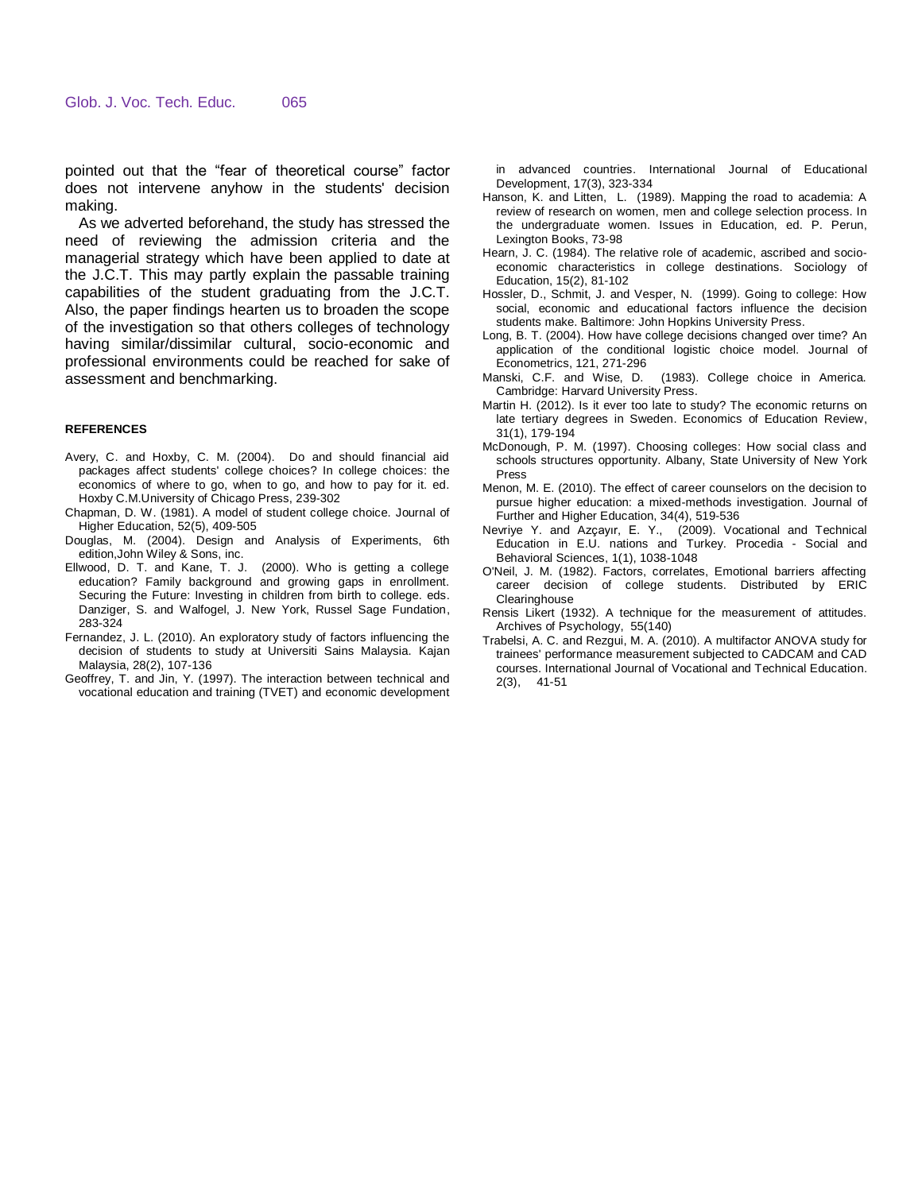pointed out that the “fear of theoretical course” factor does not intervene anyhow in the students' decision making.

As we adverted beforehand, the study has stressed the need of reviewing the admission criteria and the managerial strategy which have been applied to date at the J.C.T. This may partly explain the passable training capabilities of the student graduating from the J.C.T. Also, the paper findings hearten us to broaden the scope of the investigation so that others colleges of technology having similar/dissimilar cultural, socio-economic and professional environments could be reached for sake of assessment and benchmarking.

## REFERENCES

Avery, C. and Hoxby, C. M. (2004). Do and should financial aid packages affect students' college choices? In college choices: the economics of where to go, when to go, and how to pay for it. ed. Hoxby C.M.University of Chicago Press, 239-302

Chapman, D. W. (1981). A model of student college choice. Journal of Higher Education, 52(5), 409-505

Douglas, M. (2004). Design and Analysis of Experiments, 6th edition,John Wiley & Sons, inc.

Ellwood, D. T. and Kane, T. J. (2000). Who is getting a college education? Family background and growing gaps in enrollment. Securing the Future: Investing in children from birth to college. eds. Danziger, S. and Walfogel, J. New York, Russel Sage Fundation, 283-324

Fernandez, J. L. (2010). An exploratory study of factors influencing the decision of students to study at Universiti Sains Malaysia. Kajan Malaysia, 28(2), 107-136

Geoffrey, T. and Jin, Y. (1997). The interaction between technical and vocational education and training (TVET) and economic development in advanced countries. International Journal of Educational Development, 17(3), 323-334

Hanson, K. and Litten, L. (1989). Mapping the road to academia: A review of research on women, men and college selection process. In the undergraduate women. Issues in Education, ed. P. Perun, Lexington Books, 73-98

Hearn, J. C. (1984). The relative role of academic, ascribed and socio-economic characteristics in college destinations. Sociology of Education, 15(2), 81-102

Hossler, D., Schmit, J. and Vesper, N. (1999). Going to college: How social, economic and educational factors influence the decision students make. Baltimore: John Hopkins University Press.

Long, B. T. (2004). How have college decisions changed over time? An application of the conditional logistic choice model. Journal of Econometrics, 121, 271-296

Manski, C.F. and Wise, D. (1983). College choice in America. Cambridge: Harvard University Press.

Martin H. (2012). Is it ever too late to study? The economic returns on late tertiary degrees in Sweden. Economics of Education Review, 31(1), 179-194

McDonough, P. M. (1997). Choosing colleges: How social class and schools structures opportunity. Albany, State University of New York Press

Menon, M. E. (2010). The effect of career counselors on the decision to pursue higher education: a mixed-methods investigation. Journal of Further and Higher Education, 34(4), 519-536

Nevriye Y. and Azçayır, E. Y., (2009). Vocational and Technical Education in E.U. nations and Turkey. Procedia - Social and Behavioral Sciences, 1(1), 1038-1048

O'Neil, J. M. (1982). Factors, correlates, Emotional barriers affecting career decision of college students. Distributed by ERIC Clearinghouse

Rensis Likert (1932). A technique for the measurement of attitudes. Archives of Psychology, 55(140)

Trabelsi, A. C. and Rezgui, M. A. (2010). A multifactor ANOVA study for trainees' performance measurement subjected to CADCAM and CAD courses. International Journal of Vocational and Technical Education. 2(3), 41-51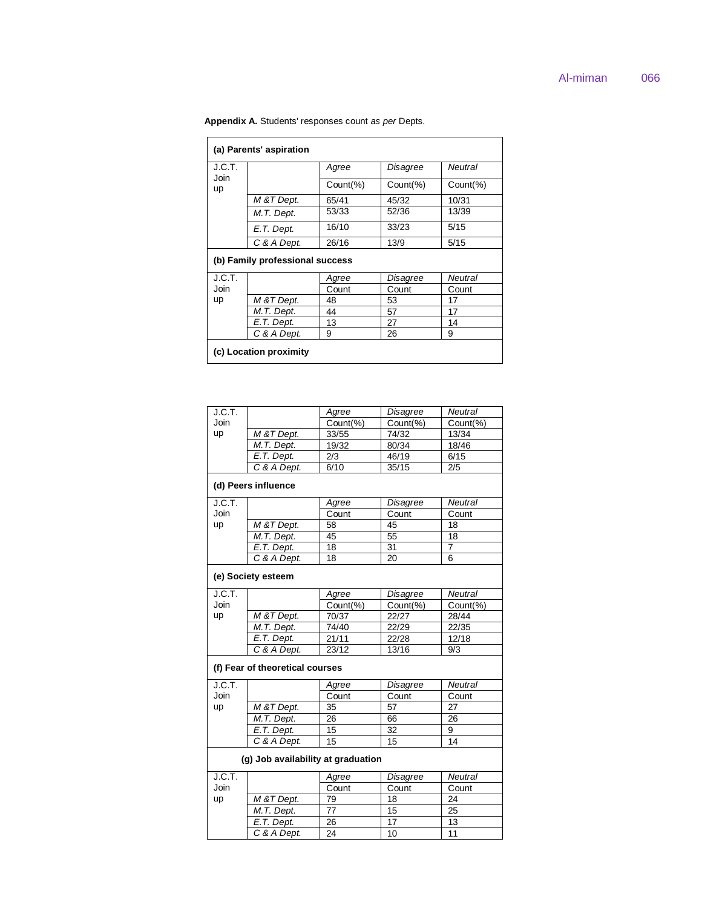**Appendix A.** Students' responses count *as per* Depts.

**(a) Parents' aspiration**

| J.C.T. Join up | | *Agree* | *Disagree* | *Neutral* |
|---|---|---|---|---|
| | | Count(%) | Count(%) | Count(%) |
| | *M &T Dept.* | 65/41 | 45/32 | 10/31 |
| | *M.T. Dept.* | 53/33 | 52/36 | 13/39 |
| | *E.T. Dept.* | 16/10 | 33/23 | 5/15 |
| | *C & A Dept.* | 26/16 | 13/9 | 5/15 |

**(b) Family professional success**

| J.C.T. Join up | | *Agree* | *Disagree* | *Neutral* |
|---|---|---|---|---|
| | | Count | Count | Count |
| | *M &T Dept.* | 48 | 53 | 17 |
| | *M.T. Dept.* | 44 | 57 | 17 |
| | *E.T. Dept.* | 13 | 27 | 14 |
| | *C & A Dept.* | 9 | 26 | 9 |

**(c) Location proximity**

| J.C.T. Join up | | *Agree* | *Disagree* | *Neutral* |
|---|---|---|---|---|
| | | Count(%) | Count(%) | Count(%) |
| | *M &T Dept.* | 33/55 | 74/32 | 13/34 |
| | *M.T. Dept.* | 19/32 | 80/34 | 18/46 |
| | *E.T. Dept.* | 2/3 | 46/19 | 6/15 |
| | *C & A Dept.* | 6/10 | 35/15 | 2/5 |

**(d) Peers influence**

| J.C.T. Join up | | *Agree* | *Disagree* | *Neutral* |
|---|---|---|---|---|
| | | Count | Count | Count |
| | *M &T Dept.* | 58 | 45 | 18 |
| | *M.T. Dept.* | 45 | 55 | 18 |
| | *E.T. Dept.* | 18 | 31 | 7 |
| | *C & A Dept.* | 18 | 20 | 6 |

**(e) Society esteem**

| J.C.T. Join up | | *Agree* | *Disagree* | *Neutral* |
|---|---|---|---|---|
| | | Count(%) | Count(%) | Count(%) |
| | *M &T Dept.* | 70/37 | 22/27 | 28/44 |
| | *M.T. Dept.* | 74/40 | 22/29 | 22/35 |
| | *E.T. Dept.* | 21/11 | 22/28 | 12/18 |
| | *C & A Dept.* | 23/12 | 13/16 | 9/3 |

**(f) Fear of theoretical courses**

| J.C.T. Join up | | *Agree* | *Disagree* | *Neutral* |
|---|---|---|---|---|
| | | Count | Count | Count |
| | *M &T Dept.* | 35 | 57 | 27 |
| | *M.T. Dept.* | 26 | 66 | 26 |
| | *E.T. Dept.* | 15 | 32 | 9 |
| | *C & A Dept.* | 15 | 15 | 14 |

**(g) Job availability at graduation**

| J.C.T. Join up | | *Agree* | *Disagree* | *Neutral* |
|---|---|---|---|---|
| | | Count | Count | Count |
| | *M &T Dept.* | 79 | 18 | 24 |
| | *M.T. Dept.* | 77 | 15 | 25 |
| | *E.T. Dept.* | 26 | 17 | 13 |
| | *C & A Dept.* | 24 | 10 | 11 |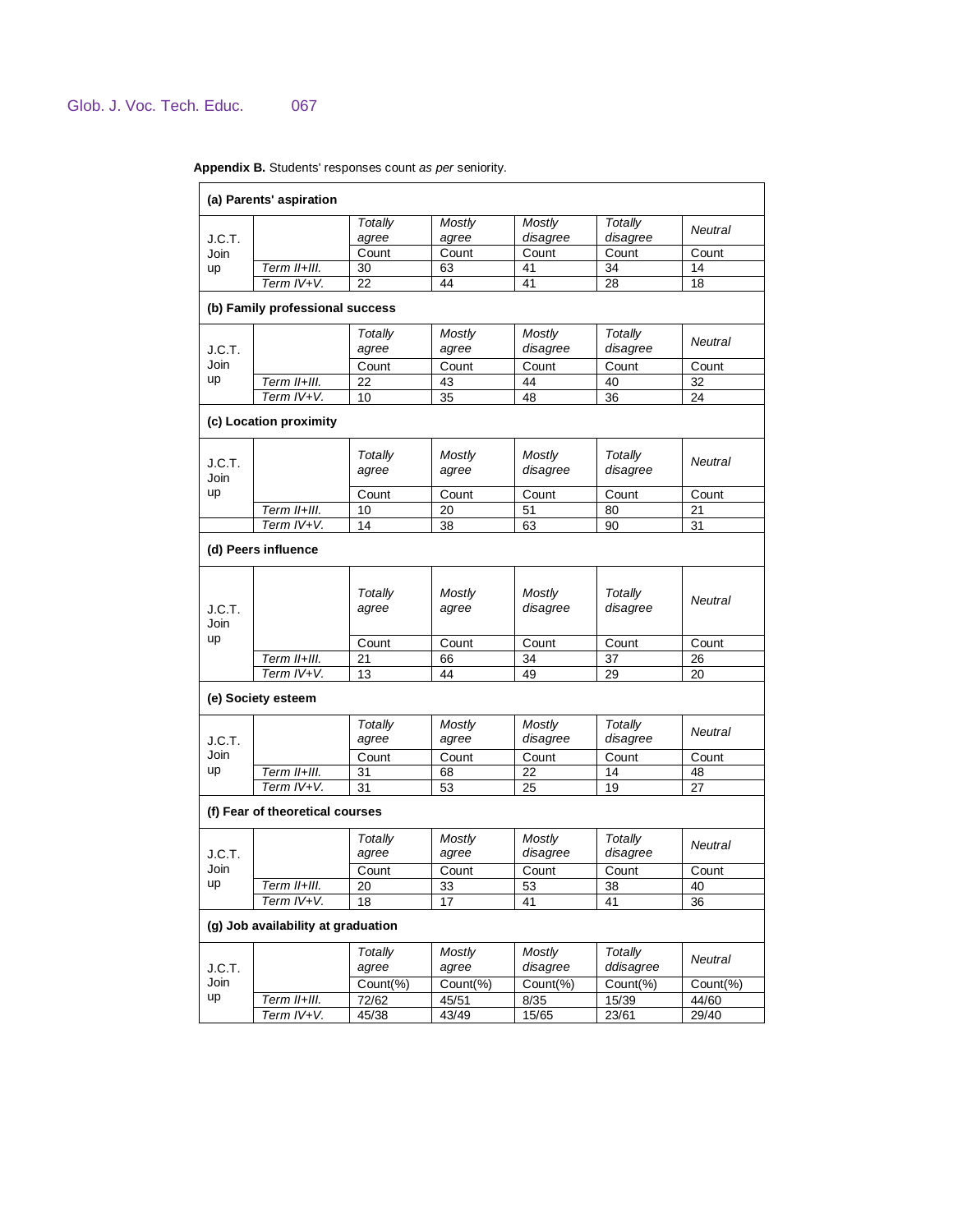**Appendix B.** Students' responses count *as per* seniority.

**(a) Parents' aspiration**

| J.C.T. Join up | | *Totally agree* | *Mostly agree* | *Mostly disagree* | *Totally disagree* | *Neutral* |
|---|---|---|---|---|---|---|
| | | Count | Count | Count | Count | Count |
| | *Term II+III.* | 30 | 63 | 41 | 34 | 14 |
| | *Term IV+V.* | 22 | 44 | 41 | 28 | 18 |

**(b) Family professional success**

| J.C.T. Join up | | *Totally agree* | *Mostly agree* | *Mostly disagree* | *Totally disagree* | *Neutral* |
|---|---|---|---|---|---|---|
| | | Count | Count | Count | Count | Count |
| | *Term II+III.* | 22 | 43 | 44 | 40 | 32 |
| | *Term IV+V.* | 10 | 35 | 48 | 36 | 24 |

**(c) Location proximity**

| J.C.T. Join up | | *Totally agree* | *Mostly agree* | *Mostly disagree* | *Totally disagree* | *Neutral* |
|---|---|---|---|---|---|---|
| | | Count | Count | Count | Count | Count |
| | *Term II+III.* | 10 | 20 | 51 | 80 | 21 |
| | *Term IV+V.* | 14 | 38 | 63 | 90 | 31 |

**(d) Peers influence**

| J.C.T. Join up | | *Totally agree* | *Mostly agree* | *Mostly disagree* | *Totally disagree* | *Neutral* |
|---|---|---|---|---|---|---|
| | | Count | Count | Count | Count | Count |
| | *Term II+III.* | 21 | 66 | 34 | 37 | 26 |
| | *Term IV+V.* | 13 | 44 | 49 | 29 | 20 |

**(e) Society esteem**

| J.C.T. Join up | | *Totally agree* | *Mostly agree* | *Mostly disagree* | *Totally disagree* | *Neutral* |
|---|---|---|---|---|---|---|
| | | Count | Count | Count | Count | Count |
| | *Term II+III.* | 31 | 68 | 22 | 14 | 48 |
| | *Term IV+V.* | 31 | 53 | 25 | 19 | 27 |

**(f) Fear of theoretical courses**

| J.C.T. Join up | | *Totally agree* | *Mostly agree* | *Mostly disagree* | *Totally disagree* | *Neutral* |
|---|---|---|---|---|---|---|
| | | Count | Count | Count | Count | Count |
| | *Term II+III.* | 20 | 33 | 53 | 38 | 40 |
| | *Term IV+V.* | 18 | 17 | 41 | 41 | 36 |

**(g) Job availability at graduation**

| J.C.T. Join up | | *Totally agree* | *Mostly agree* | *Mostly disagree* | *Totally ddisagree* | *Neutral* |
|---|---|---|---|---|---|---|
| | | Count(%) | Count(%) | Count(%) | Count(%) | Count(%) |
| | *Term II+III.* | 72/62 | 45/51 | 8/35 | 15/39 | 44/60 |
| | *Term IV+V.* | 45/38 | 43/49 | 15/65 | 23/61 | 29/40 |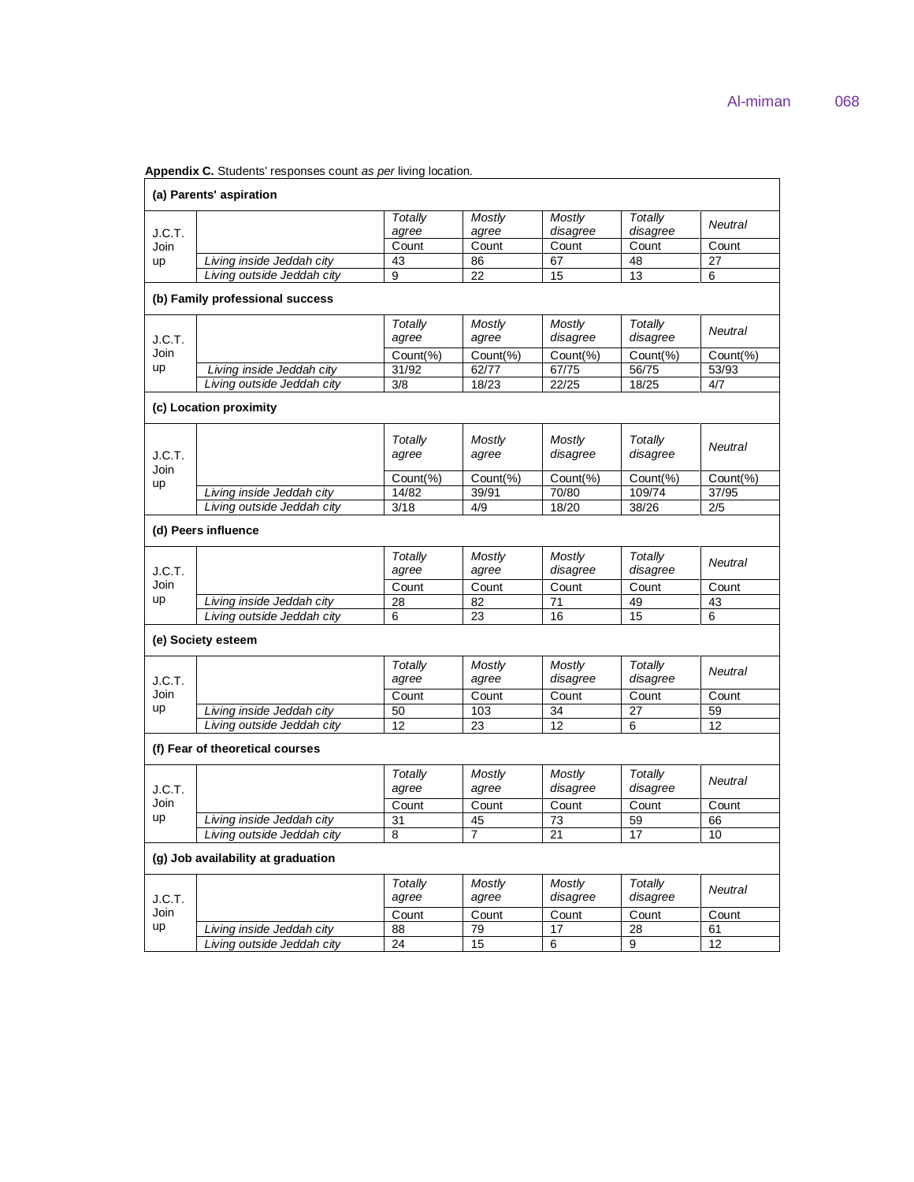**Appendix C.** Students' responses count *as per* living location.

**(a) Parents' aspiration**

| | | *Totally agree* | *Mostly agree* | *Mostly disagree* | *Totally disagree* | *Neutral* |
|---|---|---|---|---|---|---|
| J.C.T. Join up | | Count | Count | Count | Count | Count |
| | *Living inside Jeddah city* | 43 | 86 | 67 | 48 | 27 |
| | *Living outside Jeddah city* | 9 | 22 | 15 | 13 | 6 |

**(b) Family professional success**

| | | *Totally agree* | *Mostly agree* | *Mostly disagree* | *Totally disagree* | *Neutral* |
|---|---|---|---|---|---|---|
| J.C.T. Join up | | Count(%) | Count(%) | Count(%) | Count(%) | Count(%) |
| | *Living inside Jeddah city* | 31/92 | 62/77 | 67/75 | 56/75 | 53/93 |
| | *Living outside Jeddah city* | 3/8 | 18/23 | 22/25 | 18/25 | 4/7 |

**(c) Location proximity**

| | | *Totally agree* | *Mostly agree* | *Mostly disagree* | *Totally disagree* | *Neutral* |
|---|---|---|---|---|---|---|
| J.C.T. Join up | | Count(%) | Count(%) | Count(%) | Count(%) | Count(%) |
| | *Living inside Jeddah city* | 14/82 | 39/91 | 70/80 | 109/74 | 37/95 |
| | *Living outside Jeddah city* | 3/18 | 4/9 | 18/20 | 38/26 | 2/5 |

**(d) Peers influence**

| | | *Totally agree* | *Mostly agree* | *Mostly disagree* | *Totally disagree* | *Neutral* |
|---|---|---|---|---|---|---|
| J.C.T. Join up | | Count | Count | Count | Count | Count |
| | *Living inside Jeddah city* | 28 | 82 | 71 | 49 | 43 |
| | *Living outside Jeddah city* | 6 | 23 | 16 | 15 | 6 |

**(e) Society esteem**

| | | *Totally agree* | *Mostly agree* | *Mostly disagree* | *Totally disagree* | *Neutral* |
|---|---|---|---|---|---|---|
| J.C.T. Join up | | Count | Count | Count | Count | Count |
| | *Living inside Jeddah city* | 50 | 103 | 34 | 27 | 59 |
| | *Living outside Jeddah city* | 12 | 23 | 12 | 6 | 12 |

**(f) Fear of theoretical courses**

| | | *Totally agree* | *Mostly agree* | *Mostly disagree* | *Totally disagree* | *Neutral* |
|---|---|---|---|---|---|---|
| J.C.T. Join up | | Count | Count | Count | Count | Count |
| | *Living inside Jeddah city* | 31 | 45 | 73 | 59 | 66 |
| | *Living outside Jeddah city* | 8 | 7 | 21 | 17 | 10 |

**(g) Job availability at graduation**

| | | *Totally agree* | *Mostly agree* | *Mostly disagree* | *Totally disagree* | *Neutral* |
|---|---|---|---|---|---|---|
| J.C.T. Join up | | Count | Count | Count | Count | Count |
| | *Living inside Jeddah city* | 88 | 79 | 17 | 28 | 61 |
| | *Living outside Jeddah city* | 24 | 15 | 6 | 9 | 12 |